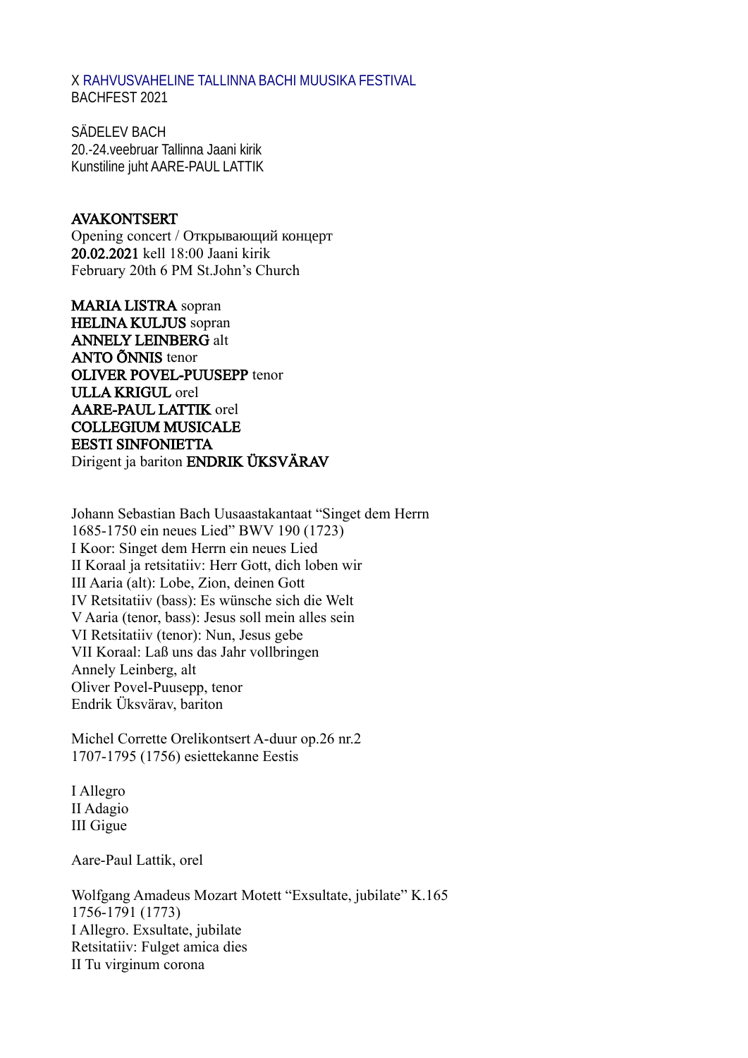X RAHVUSVAHELINE TALLINNA BACHI MUUSIKA FESTIVAL
BACHFEST 2021

SÄDELEV BACH
20.-24.veebruar Tallinna Jaani kirik
Kunstiline juht AARE-PAUL LATTIK

**AVAKONTSERT**
Opening concert / Открывающий концерт
**20.02.2021** kell 18:00 Jaani kirik
February 20th 6 PM St.John's Church

**MARIA LISTRA** sopran
**HELINA KULJUS** sopran
**ANNELY LEINBERG** alt
**ANTO ÕNNIS** tenor
**OLIVER POVEL-PUUSEPP** tenor
**ULLA KRIGUL** orel
**AARE-PAUL LATTIK** orel
**COLLEGIUM MUSICALE**
**EESTI SINFONIETTA**
Dirigent ja bariton **ENDRIK ÜKSVÄRAV**

Johann Sebastian Bach Uusaastakantaat "Singet dem Herrn
1685-1750 ein neues Lied" BWV 190 (1723)
I Koor: Singet dem Herrn ein neues Lied
II Koraal ja retsitatiiv: Herr Gott, dich loben wir
III Aaria (alt): Lobe, Zion, deinen Gott
IV Retsitatiiv (bass): Es wünsche sich die Welt
V Aaria (tenor, bass): Jesus soll mein alles sein
VI Retsitatiiv (tenor): Nun, Jesus gebe
VII Koraal: Laß uns das Jahr vollbringen
Annely Leinberg, alt
Oliver Povel-Puusepp, tenor
Endrik Üksvärav, bariton

Michel Corrette Orelikontsert A-duur op.26 nr.2
1707-1795 (1756) esiettekanne Eestis

I Allegro
II Adagio
III Gigue

Aare-Paul Lattik, orel

Wolfgang Amadeus Mozart Motett "Exsultate, jubilate" K.165
1756-1791 (1773)
I Allegro. Exsultate, jubilate
Retsitatiiv: Fulget amica dies
II Tu virginum corona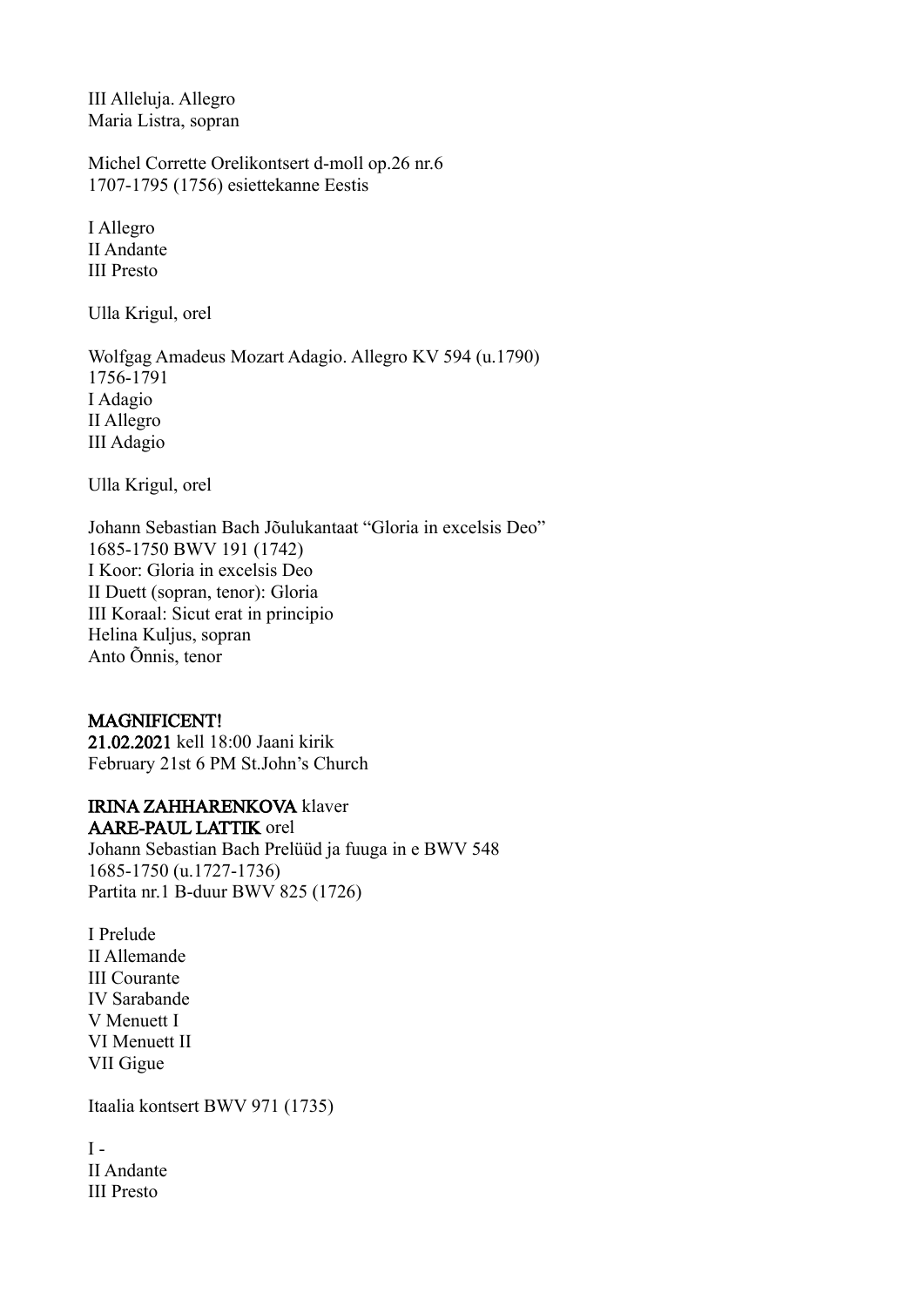III Alleluja. Allegro
Maria Listra, sopran

Michel Corrette Orelikontsert d-moll op.26 nr.6
1707-1795 (1756) esiettekanne Eestis

I Allegro
II Andante
III Presto

Ulla Krigul, orel

Wolfgag Amadeus Mozart Adagio. Allegro KV 594 (u.1790)
1756-1791
I Adagio
II Allegro
III Adagio

Ulla Krigul, orel

Johann Sebastian Bach Jõulukantaat "Gloria in excelsis Deo"
1685-1750 BWV 191 (1742)
I Koor: Gloria in excelsis Deo
II Duett (sopran, tenor): Gloria
III Koraal: Sicut erat in principio
Helina Kuljus, sopran
Anto Õnnis, tenor

**MAGNIFICENT!**
**21.02.2021** kell 18:00 Jaani kirik
February 21st 6 PM St.John's Church

**IRINA ZAHHARENKOVA** klaver
**AARE-PAUL LATTIK** orel
Johann Sebastian Bach Prelüüd ja fuuga in e BWV 548
1685-1750 (u.1727-1736)
Partita nr.1 B-duur BWV 825 (1726)

I Prelude
II Allemande
III Courante
IV Sarabande
V Menuett I
VI Menuett II
VII Gigue

Itaalia kontsert BWV 971 (1735)

I -
II Andante
III Presto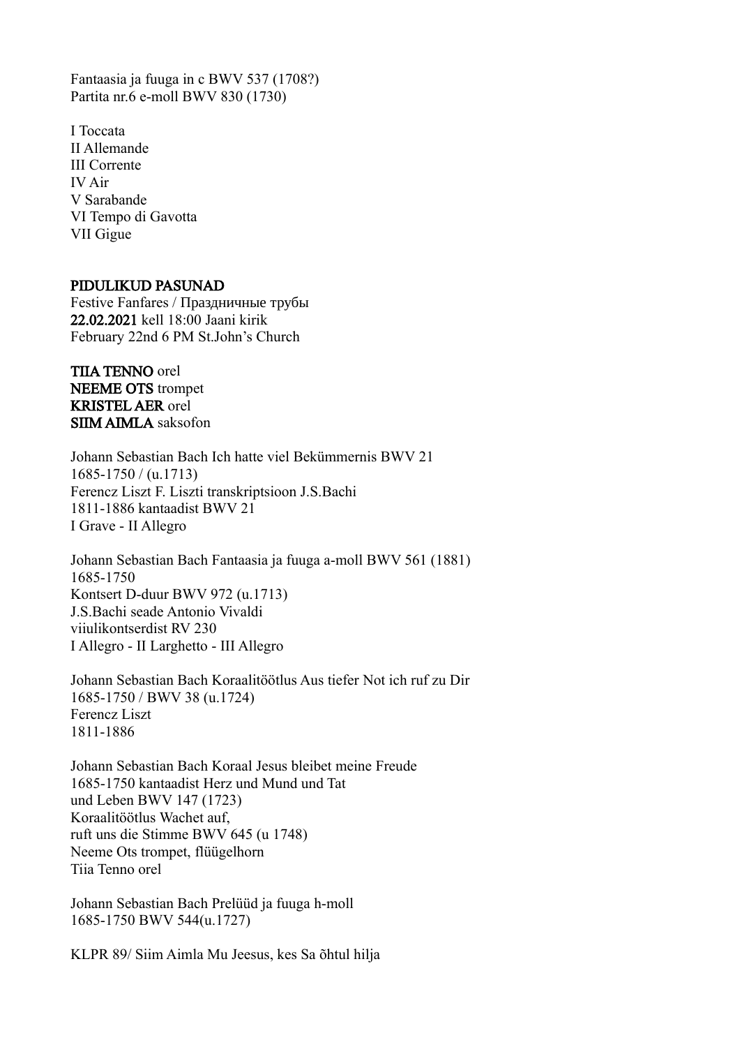Fantaasia ja fuuga in c BWV 537 (1708?)
Partita nr.6 e-moll BWV 830 (1730)

I Toccata
II Allemande
III Corrente
IV Air
V Sarabande
VI Tempo di Gavotta
VII Gigue

## PIDULIKUD PASUNAD

Festive Fanfares / Праздничные трубы
**22.02.2021** kell 18:00 Jaani kirik
February 22nd 6 PM St.John's Church

**TIIA TENNO** orel
**NEEME OTS** trompet
**KRISTEL AER** orel
**SIIM AIMLA** saksofon

Johann Sebastian Bach Ich hatte viel Bekümmernis BWV 21
1685-1750 / (u.1713)
Ferencz Liszt F. Liszti transkriptsioon J.S.Bachi
1811-1886 kantaadist BWV 21
I Grave - II Allegro

Johann Sebastian Bach Fantaasia ja fuuga a-moll BWV 561 (1881)
1685-1750
Kontsert D-duur BWV 972 (u.1713)
J.S.Bachi seade Antonio Vivaldi
viiulikontserdist RV 230
I Allegro - II Larghetto - III Allegro

Johann Sebastian Bach Koraalitöötlus Aus tiefer Not ich ruf zu Dir
1685-1750 / BWV 38 (u.1724)
Ferencz Liszt
1811-1886

Johann Sebastian Bach Koraal Jesus bleibet meine Freude
1685-1750 kantaadist Herz und Mund und Tat
und Leben BWV 147 (1723)
Koraalitöötlus Wachet auf,
ruft uns die Stimme BWV 645 (u 1748)
Neeme Ots trompet, flüügelhorn
Tiia Tenno orel

Johann Sebastian Bach Prelüüd ja fuuga h-moll
1685-1750 BWV 544(u.1727)

KLPR 89/ Siim Aimla Mu Jeesus, kes Sa õhtul hilja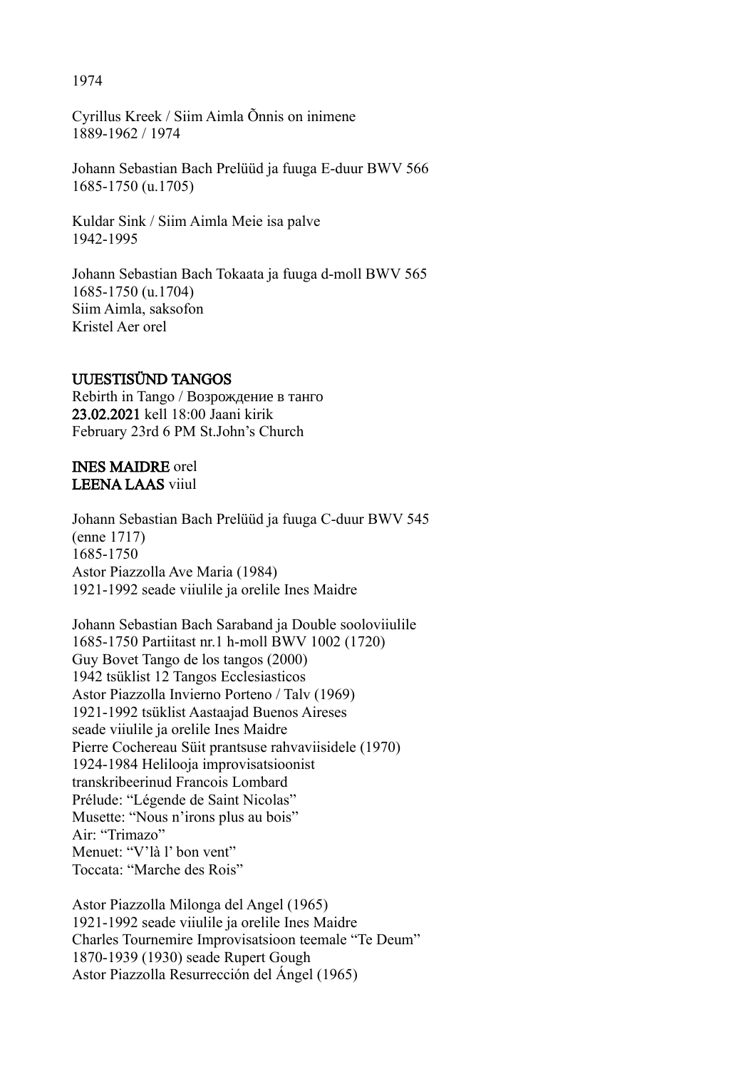1974

Cyrillus Kreek / Siim Aimla Õnnis on inimene
1889-1962 / 1974

Johann Sebastian Bach Prelüüd ja fuuga E-duur BWV 566
1685-1750 (u.1705)

Kuldar Sink / Siim Aimla Meie isa palve
1942-1995

Johann Sebastian Bach Tokaata ja fuuga d-moll BWV 565
1685-1750 (u.1704)
Siim Aimla, saksofon
Kristel Aer orel

## UUESTISÜND TANGOS

Rebirth in Tango / Возрождение в танго
**23.02.2021** kell 18:00 Jaani kirik
February 23rd 6 PM St.John's Church

**INES MAIDRE** orel
**LEENA LAAS** viiul

Johann Sebastian Bach Prelüüd ja fuuga C-duur BWV 545
(enne 1717)
1685-1750
Astor Piazzolla Ave Maria (1984)
1921-1992 seade viiulile ja orelile Ines Maidre

Johann Sebastian Bach Saraband ja Double sooloviiulile
1685-1750 Partiitast nr.1 h-moll BWV 1002 (1720)
Guy Bovet Tango de los tangos (2000)
1942 tsüklist 12 Tangos Ecclesiasticos
Astor Piazzolla Invierno Porteno / Talv (1969)
1921-1992 tsüklist Aastaajad Buenos Aireses
seade viiulile ja orelile Ines Maidre
Pierre Cochereau Süit prantsuse rahvaviisidele (1970)
1924-1984 Helilooja improvisatsioonist
transkribeerinud Francois Lombard
Prélude: "Légende de Saint Nicolas"
Musette: "Nous n'irons plus au bois"
Air: "Trimazo"
Menuet: "V'là l' bon vent"
Toccata: "Marche des Rois"

Astor Piazzolla Milonga del Angel (1965)
1921-1992 seade viiulile ja orelile Ines Maidre
Charles Tournemire Improvisatsioon teemale "Te Deum"
1870-1939 (1930) seade Rupert Gough
Astor Piazzolla Resurrección del Ángel (1965)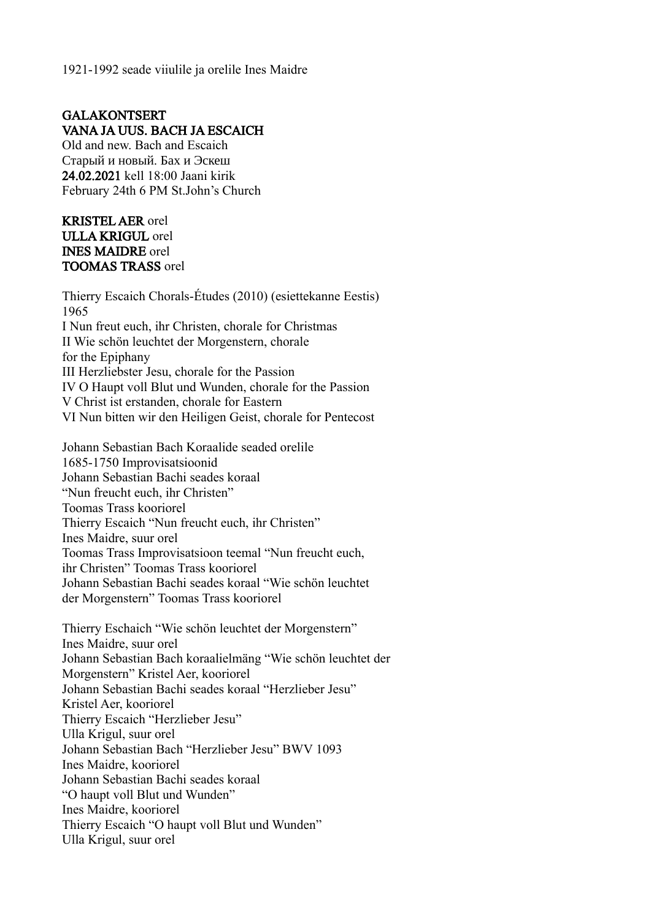1921-1992 seade viiulile ja orelile Ines Maidre

**GALAKONTSERT**
**VANA JA UUS. BACH JA ESCAICH**
Old and new. Bach and Escaich
Старый и новый. Бах и Эскеш
**24.02.2021** kell 18:00 Jaani kirik
February 24th 6 PM St.John's Church

**KRISTEL AER** orel
**ULLA KRIGUL** orel
**INES MAIDRE** orel
**TOOMAS TRASS** orel

Thierry Escaich Chorals-Études (2010) (esiettekanne Eestis)
1965
I Nun freut euch, ihr Christen, chorale for Christmas
II Wie schön leuchtet der Morgenstern, chorale
for the Epiphany
III Herzliebster Jesu, chorale for the Passion
IV O Haupt voll Blut und Wunden, chorale for the Passion
V Christ ist erstanden, chorale for Eastern
VI Nun bitten wir den Heiligen Geist, chorale for Pentecost

Johann Sebastian Bach Koraalide seaded orelile
1685-1750 Improvisatsioonid
Johann Sebastian Bachi seades koraal
"Nun freucht euch, ihr Christen"
Toomas Trass kooriorel
Thierry Escaich "Nun freucht euch, ihr Christen"
Ines Maidre, suur orel
Toomas Trass Improvisatsioon teemal "Nun freucht euch,
ihr Christen" Toomas Trass kooriorel
Johann Sebastian Bachi seades koraal "Wie schön leuchtet
der Morgenstern" Toomas Trass kooriorel

Thierry Eschaich "Wie schön leuchtet der Morgenstern"
Ines Maidre, suur orel
Johann Sebastian Bach koraalielmäng "Wie schön leuchtet der
Morgenstern" Kristel Aer, kooriorel
Johann Sebastian Bachi seades koraal "Herzlieber Jesu"
Kristel Aer, kooriorel
Thierry Escaich "Herzlieber Jesu"
Ulla Krigul, suur orel
Johann Sebastian Bach "Herzlieber Jesu" BWV 1093
Ines Maidre, kooriorel
Johann Sebastian Bachi seades koraal
"O haupt voll Blut und Wunden"
Ines Maidre, kooriorel
Thierry Escaich "O haupt voll Blut und Wunden"
Ulla Krigul, suur orel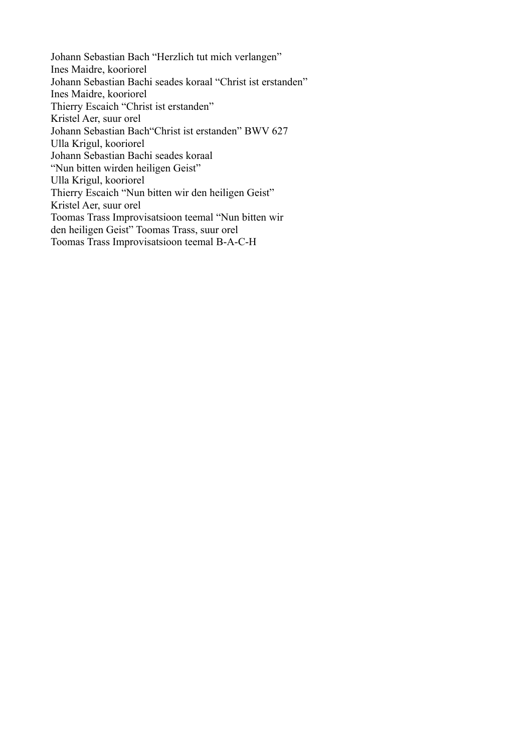Johann Sebastian Bach “Herzlich tut mich verlangen”
Ines Maidre, kooriorel
Johann Sebastian Bachi seades koraal “Christ ist erstanden”
Ines Maidre, kooriorel
Thierry Escaich “Christ ist erstanden”
Kristel Aer, suur orel
Johann Sebastian Bach“Christ ist erstanden” BWV 627
Ulla Krigul, kooriorel
Johann Sebastian Bachi seades koraal
“Nun bitten wirden heiligen Geist”
Ulla Krigul, kooriorel
Thierry Escaich “Nun bitten wir den heiligen Geist”
Kristel Aer, suur orel
Toomas Trass Improvisatsioon teemal “Nun bitten wir
den heiligen Geist” Toomas Trass, suur orel
Toomas Trass Improvisatsioon teemal B-A-C-H